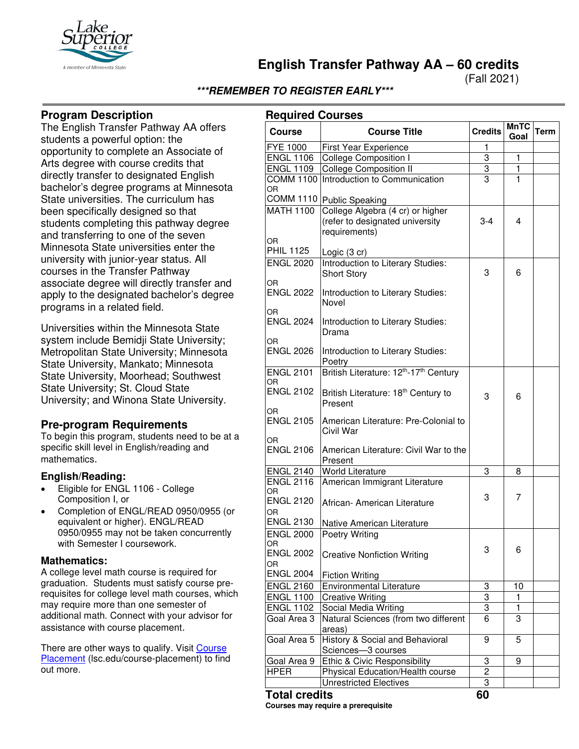# English Transfer Pathway AA – 60 credits

(Fall 2021)

***REMEMBER TO REGISTER EARLY***

## Program Description

The English Transfer Pathway AA offers students a powerful option: the opportunity to complete an Associate of Arts degree with course credits that directly transfer to designated English bachelor's degree programs at Minnesota State universities. The curriculum has been specifically designed so that students completing this pathway degree and transferring to one of the seven Minnesota State universities enter the university with junior-year status. All courses in the Transfer Pathway associate degree will directly transfer and apply to the designated bachelor's degree programs in a related field.

Universities within the Minnesota State system include Bemidji State University; Metropolitan State University; Minnesota State University, Mankato; Minnesota State University, Moorhead; Southwest State University; St. Cloud State University; and Winona State University.

## Pre-program Requirements

To begin this program, students need to be at a specific skill level in English/reading and mathematics.

### English/Reading:

- Eligible for ENGL 1106 - College Composition I, or
- Completion of ENGL/READ 0950/0955 (or equivalent or higher). ENGL/READ 0950/0955 may not be taken concurrently with Semester I coursework.

### Mathematics:

A college level math course is required for graduation. Students must satisfy course pre-requisites for college level math courses, which may require more than one semester of additional math. Connect with your advisor for assistance with course placement.

There are other ways to qualify. Visit [Course Placement](lsc.edu/course-placement) (lsc.edu/course-placement) to find out more.

## Required Courses

| Course | Course Title | Credits | MnTC Goal | Term |
|---|---|---|---|---|
| FYE 1000 | First Year Experience | 1 | | |
| ENGL 1106 | College Composition I | 3 | 1 | |
| ENGL 1109 | College Composition II | 3 | 1 | |
| COMM 1100 OR COMM 1110 | Introduction to Communication / Public Speaking | 3 | 1 | |
| MATH 1100 OR PHIL 1125 | College Algebra (4 cr) or higher (refer to designated university requirements) / Logic (3 cr) | 3-4 | 4 | |
| ENGL 2020 OR ENGL 2022 OR ENGL 2024 OR ENGL 2026 | Introduction to Literary Studies: Short Story / Introduction to Literary Studies: Novel / Introduction to Literary Studies: Drama / Introduction to Literary Studies: Poetry | 3 | 6 | |
| ENGL 2101 OR ENGL 2102 OR ENGL 2105 OR ENGL 2106 | British Literature: 12th-17th Century / British Literature: 18th Century to Present / American Literature: Pre-Colonial to Civil War / American Literature: Civil War to the Present | 3 | 6 | |
| ENGL 2140 | World Literature | 3 | 8 | |
| ENGL 2116 OR ENGL 2120 OR ENGL 2130 | American Immigrant Literature / African- American Literature / Native American Literature | 3 | 7 | |
| ENGL 2000 OR ENGL 2002 OR ENGL 2004 | Poetry Writing / Creative Nonfiction Writing / Fiction Writing | 3 | 6 | |
| ENGL 2160 | Environmental Literature | 3 | 10 | |
| ENGL 1100 | Creative Writing | 3 | 1 | |
| ENGL 1102 | Social Media Writing | 3 | 1 | |
| Goal Area 3 | Natural Sciences (from two different areas) | 6 | 3 | |
| Goal Area 5 | History & Social and Behavioral Sciences—3 courses | 9 | 5 | |
| Goal Area 9 | Ethic & Civic Responsibility | 3 | 9 | |
| HPER | Physical Education/Health course | 2 | | |
| | Unrestricted Electives | 3 | | |
| **Total credits** | | **60** | | |

**Courses may require a prerequisite**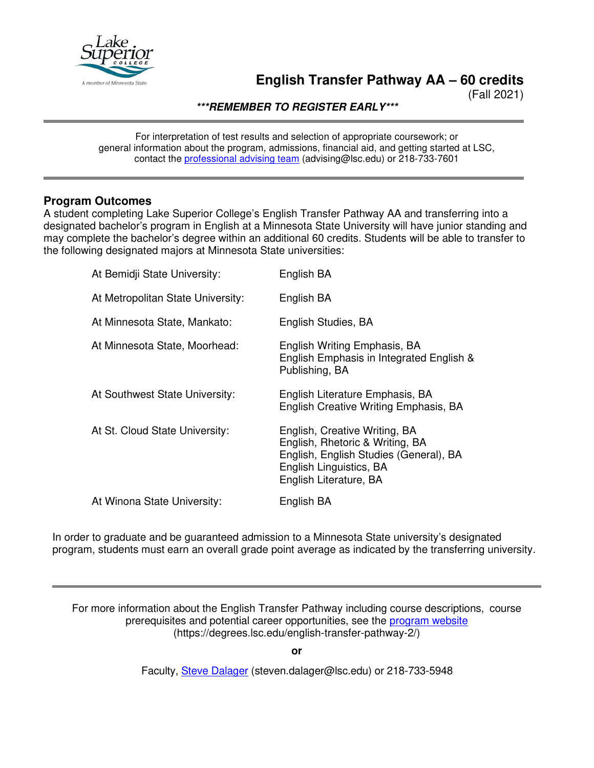# English Transfer Pathway AA – 60 credits

(Fall 2021)

***REMEMBER TO REGISTER EARLY***

---

For interpretation of test results and selection of appropriate coursework; or general information about the program, admissions, financial aid, and getting started at LSC, contact the [professional advising team](advising@lsc.edu) (advising@lsc.edu) or 218-733-7601

---

## Program Outcomes

A student completing Lake Superior College's English Transfer Pathway AA and transferring into a designated bachelor's program in English at a Minnesota State University will have junior standing and may complete the bachelor's degree within an additional 60 credits. Students will be able to transfer to the following designated majors at Minnesota State universities:

| | |
|---|---|
| At Bemidji State University: | English BA |
| At Metropolitan State University: | English BA |
| At Minnesota State, Mankato: | English Studies, BA |
| At Minnesota State, Moorhead: | English Writing Emphasis, BA<br>English Emphasis in Integrated English & Publishing, BA |
| At Southwest State University: | English Literature Emphasis, BA<br>English Creative Writing Emphasis, BA |
| At St. Cloud State University: | English, Creative Writing, BA<br>English, Rhetoric & Writing, BA<br>English, English Studies (General), BA<br>English Linguistics, BA<br>English Literature, BA |
| At Winona State University: | English BA |

In order to graduate and be guaranteed admission to a Minnesota State university's designated program, students must earn an overall grade point average as indicated by the transferring university.

---

For more information about the English Transfer Pathway including course descriptions, course prerequisites and potential career opportunities, see the [program website](https://degrees.lsc.edu/english-transfer-pathway-2/) (https://degrees.lsc.edu/english-transfer-pathway-2/)

**or**

Faculty, Steve Dalager (steven.dalager@lsc.edu) or 218-733-5948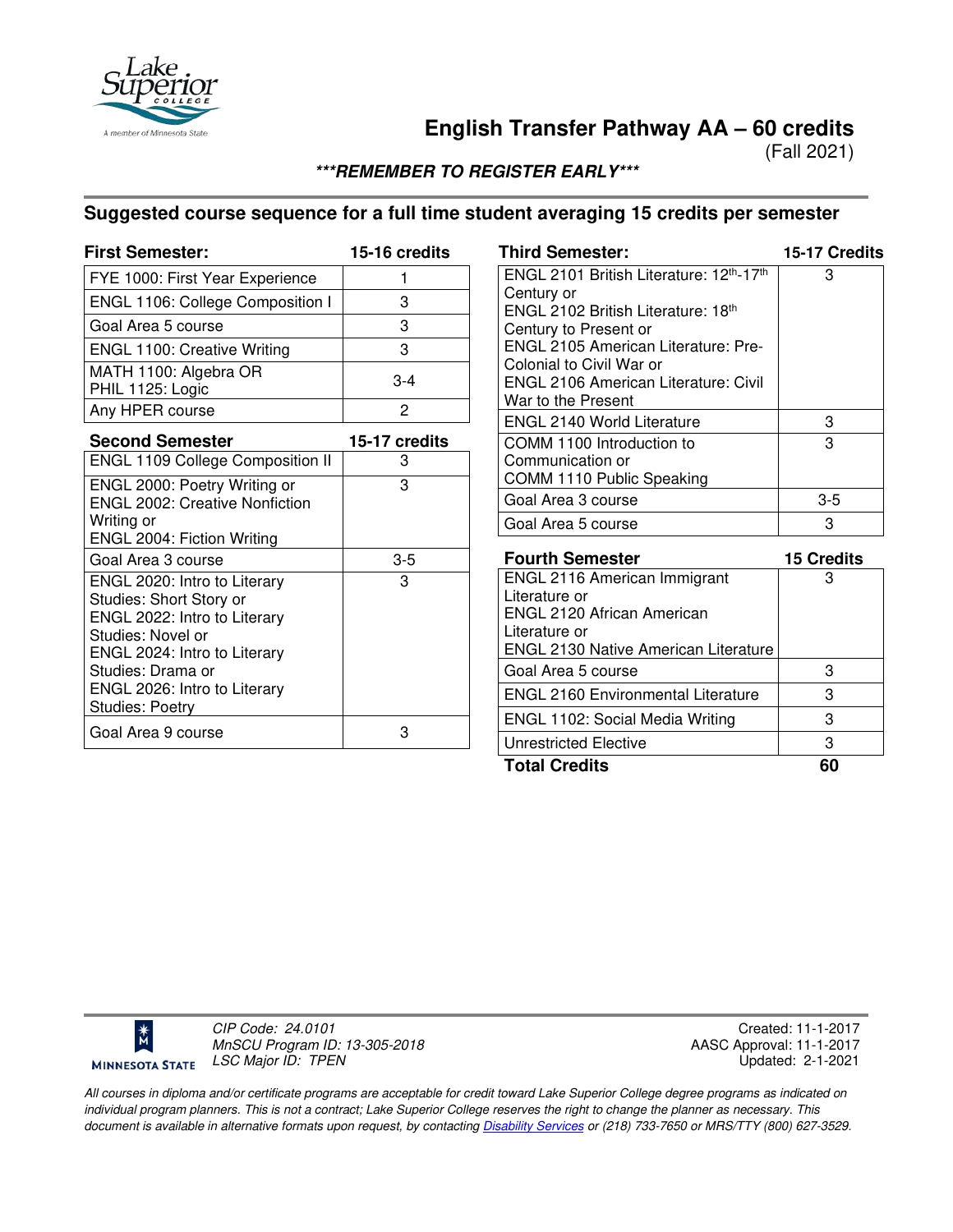# English Transfer Pathway AA – 60 credits

(Fall 2021)

***REMEMBER TO REGISTER EARLY***

## Suggested course sequence for a full time student averaging 15 credits per semester

| First Semester: | 15-16 credits |
|---|---|
| FYE 1000: First Year Experience | 1 |
| ENGL 1106: College Composition I | 3 |
| Goal Area 5 course | 3 |
| ENGL 1100: Creative Writing | 3 |
| MATH 1100: Algebra OR PHIL 1125: Logic | 3-4 |
| Any HPER course | 2 |

| Second Semester | 15-17 credits |
|---|---|
| ENGL 1109 College Composition II | 3 |
| ENGL 2000: Poetry Writing or ENGL 2002: Creative Nonfiction Writing or ENGL 2004: Fiction Writing | 3 |
| Goal Area 3 course | 3-5 |
| ENGL 2020: Intro to Literary Studies: Short Story or ENGL 2022: Intro to Literary Studies: Novel or ENGL 2024: Intro to Literary Studies: Drama or ENGL 2026: Intro to Literary Studies: Poetry | 3 |
| Goal Area 9 course | 3 |

| Third Semester: | 15-17 Credits |
|---|---|
| ENGL 2101 British Literature: 12th-17th Century or ENGL 2102 British Literature: 18th Century to Present or ENGL 2105 American Literature: Pre-Colonial to Civil War or ENGL 2106 American Literature: Civil War to the Present | 3 |
| ENGL 2140 World Literature | 3 |
| COMM 1100 Introduction to Communication or COMM 1110 Public Speaking | 3 |
| Goal Area 3 course | 3-5 |
| Goal Area 5 course | 3 |

| Fourth Semester | 15 Credits |
|---|---|
| ENGL 2116 American Immigrant Literature or ENGL 2120 African American Literature or ENGL 2130 Native American Literature | 3 |
| Goal Area 5 course | 3 |
| ENGL 2160 Environmental Literature | 3 |
| ENGL 1102: Social Media Writing | 3 |
| Unrestricted Elective | 3 |
| **Total Credits** | **60** |

*CIP Code: 24.0101*
*MnSCU Program ID: 13-305-2018*
*LSC Major ID: TPEN*

Created: 11-1-2017
AASC Approval: 11-1-2017
Updated: 2-1-2021

*All courses in diploma and/or certificate programs are acceptable for credit toward Lake Superior College degree programs as indicated on individual program planners. This is not a contract; Lake Superior College reserves the right to change the planner as necessary. This document is available in alternative formats upon request, by contacting Disability Services or (218) 733-7650 or MRS/TTY (800) 627-3529.*